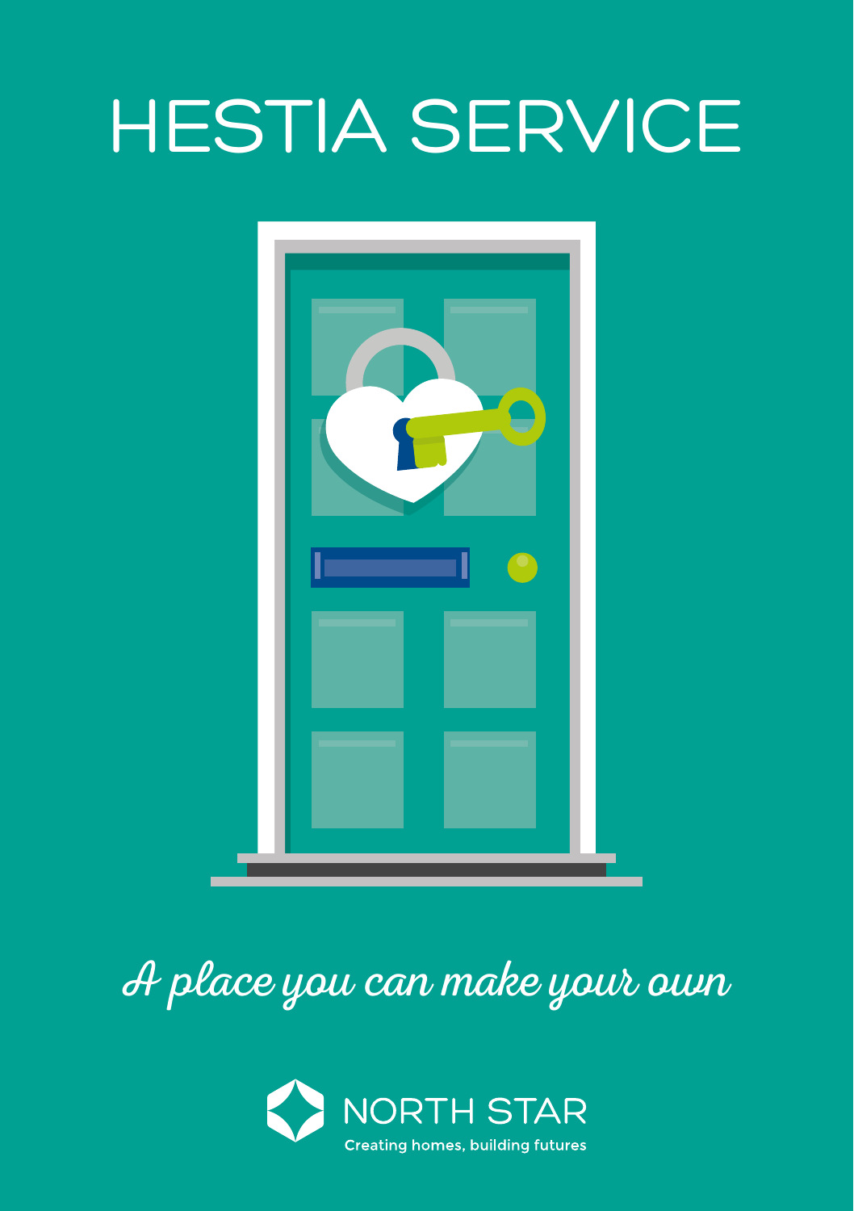# HESTIA SERVICE

*A place you can make your own*

NORTH STAR

Creating homes, building futures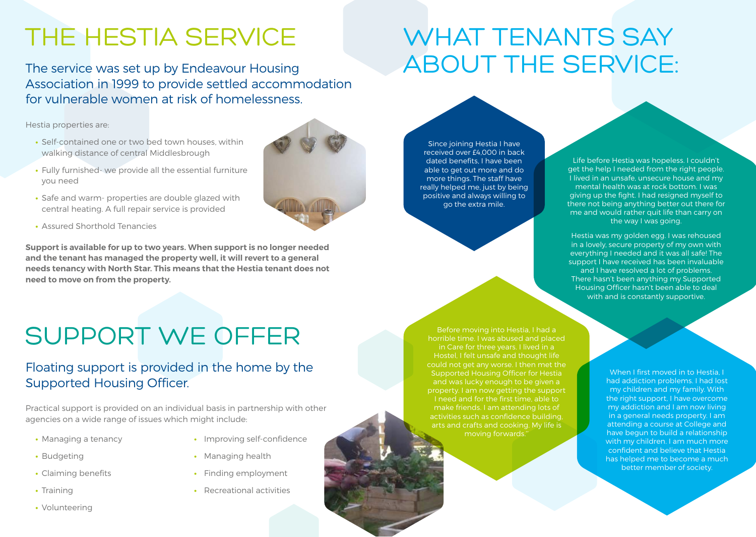# THE HESTIA SERVICE

## The service was set up by Endeavour Housing Association in 1999 to provide settled accommodation for vulnerable women at risk of homelessness.

Hestia properties are:

- Self-contained one or two bed town houses, within walking distance of central Middlesbrough
- Fully furnished- we provide all the essential furniture you need
- Safe and warm- properties are double glazed with central heating. A full repair service is provided
- Assured Shorthold Tenancies

**Support is available for up to two years. When support is no longer needed and the tenant has managed the property well, it will revert to a general needs tenancy with North Star. This means that the Hestia tenant does not need to move on from the property.**

# SUPPORT WE OFFER

## Floating support is provided in the home by the Supported Housing Officer.

Practical support is provided on an individual basis in partnership with other agencies on a wide range of issues which might include:

- Managing a tenancy
- Budgeting
- Claiming benefits
- Training
- Volunteering
- Improving self-confidence
- Managing health
- Finding employment
- Recreational activities

# WHAT TENANTS SAY ABOUT THE SERVICE:

Since joining Hestia I have received over £4,000 in back dated benefits, I have been able to get out more and do more things. The staff have really helped me, just by being positive and always willing to go the extra mile.

Life before Hestia was hopeless. I couldn't get the help I needed from the right people. I lived in an unsafe, unsecure house and my mental health was at rock bottom. I was giving up the fight. I had resigned myself to there not being anything better out there for me and would rather quit life than carry on the way I was going.

Hestia was my golden egg. I was rehoused in a lovely, secure property of my own with everything I needed and it was all safe! The support I have received has been invaluable and I have resolved a lot of problems. There hasn't been anything my Supported Housing Officer hasn't been able to deal with and is constantly supportive.

Before moving into Hestia, I had a horrible time. I was abused and placed in Care for three years. I lived in a Hostel, I felt unsafe and thought life could not get any worse. I then met the Supported Housing Officer for Hestia and was lucky enough to be given a property. I am now getting the support I need and for the first time, able to make friends. I am attending lots of activities such as confidence building, arts and crafts and cooking. My life is moving forwards."

When I first moved in to Hestia, I had addiction problems. I had lost my children and my family. With the right support, I have overcome my addiction and I am now living in a general needs property. I am attending a course at College and have begun to build a relationship with my children. I am much more confident and believe that Hestia has helped me to become a much better member of society.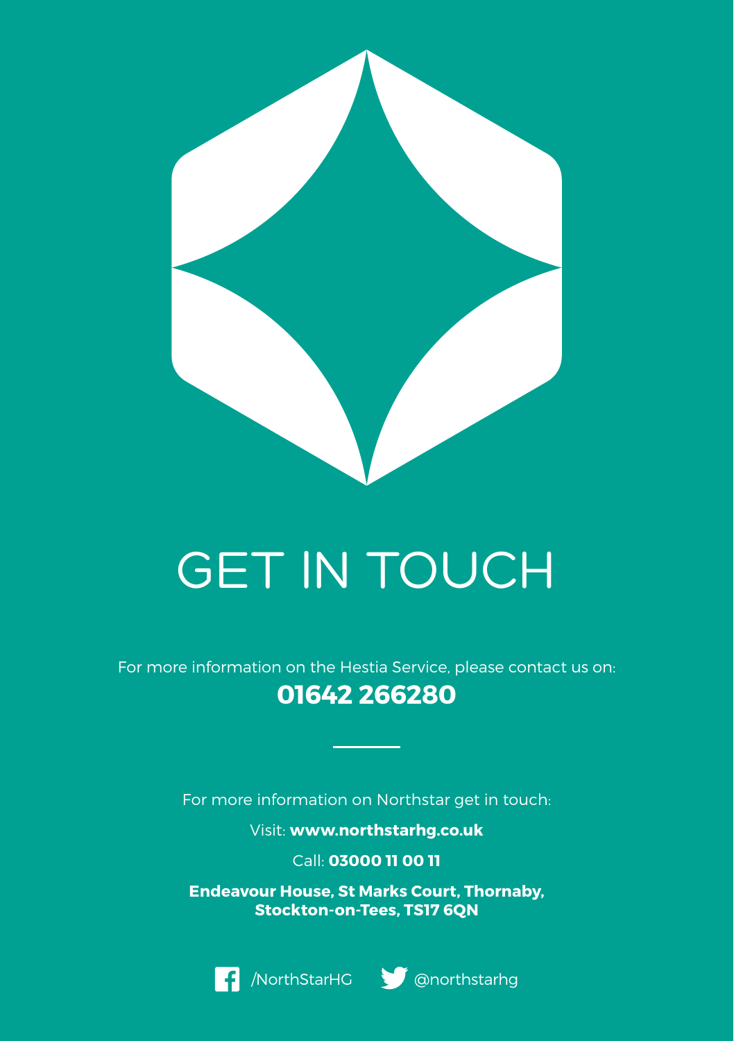# GET IN TOUCH

For more information on the Hestia Service, please contact us on:

**01642 266280**

For more information on Northstar get in touch:

Visit: **www.northstarhg.co.uk**

Call: **03000 11 00 11**

**Endeavour House, St Marks Court, Thornaby, Stockton-on-Tees, TS17 6QN**

/NorthStarHG @northstarhg